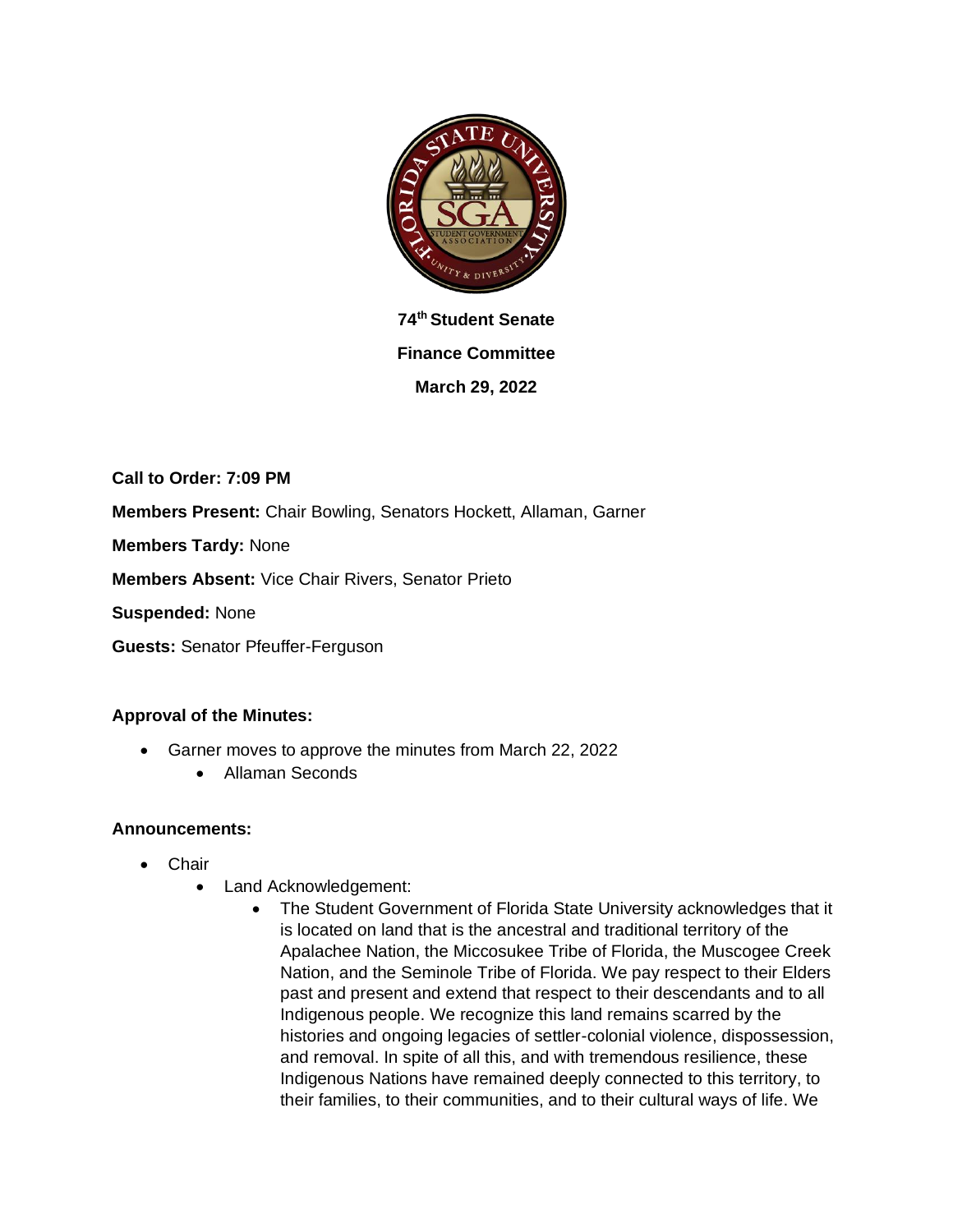**74th Student Senate**

**Finance Committee**

**March 29, 2022**

**Call to Order: 7:09 PM**

**Members Present:** Chair Bowling, Senators Hockett, Allaman, Garner

**Members Tardy:** None

**Members Absent:** Vice Chair Rivers, Senator Prieto

**Suspended:** None

**Guests:** Senator Pfeuffer-Ferguson

**Approval of the Minutes:**

- Garner moves to approve the minutes from March 22, 2022
    - Allaman Seconds

**Announcements:**

- Chair
    - Land Acknowledgement:
        - The Student Government of Florida State University acknowledges that it is located on land that is the ancestral and traditional territory of the Apalachee Nation, the Miccosukee Tribe of Florida, the Muscogee Creek Nation, and the Seminole Tribe of Florida. We pay respect to their Elders past and present and extend that respect to their descendants and to all Indigenous people. We recognize this land remains scarred by the histories and ongoing legacies of settler-colonial violence, dispossession, and removal. In spite of all this, and with tremendous resilience, these Indigenous Nations have remained deeply connected to this territory, to their families, to their communities, and to their cultural ways of life. We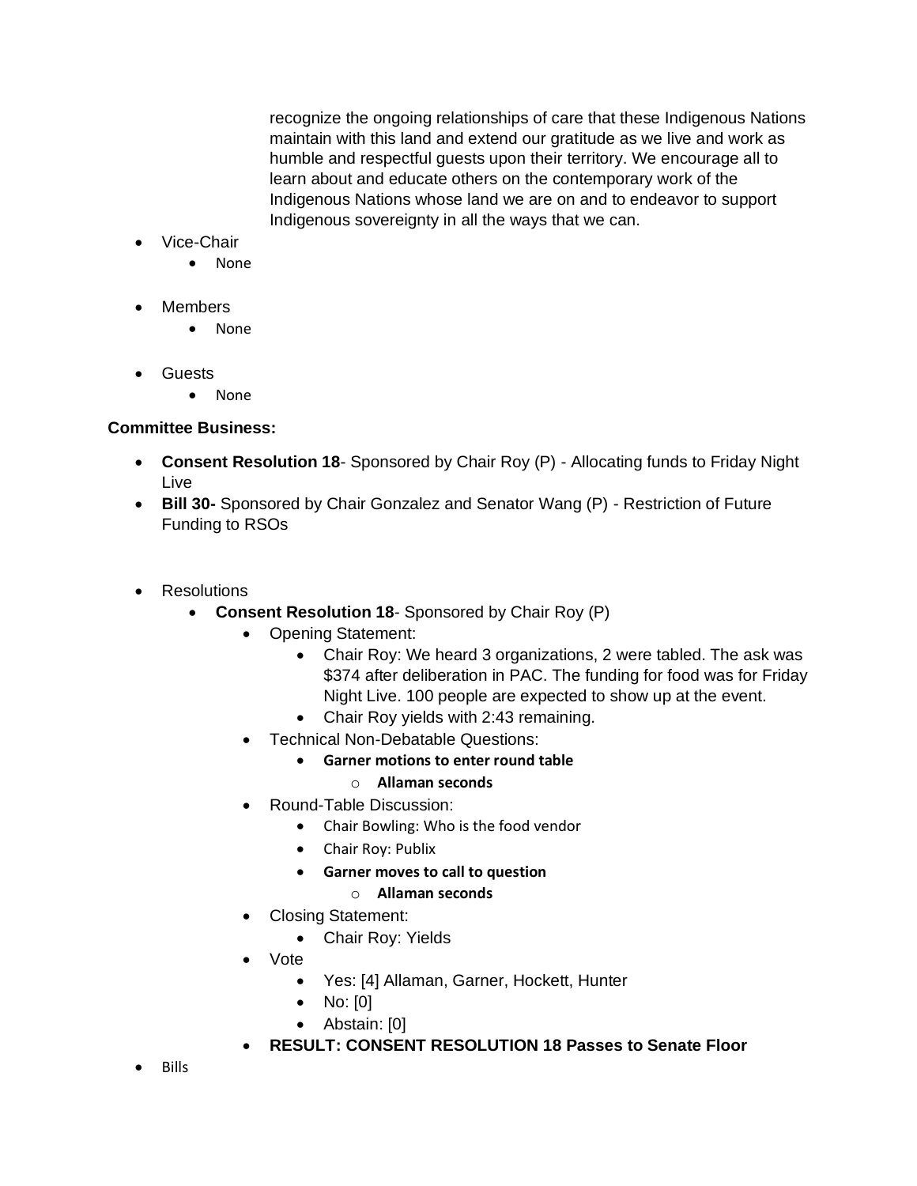recognize the ongoing relationships of care that these Indigenous Nations maintain with this land and extend our gratitude as we live and work as humble and respectful guests upon their territory. We encourage all to learn about and educate others on the contemporary work of the Indigenous Nations whose land we are on and to endeavor to support Indigenous sovereignty in all the ways that we can.

- Vice-Chair
  - None
- Members
  - None
- Guests
  - None

**Committee Business:**

- **Consent Resolution 18**- Sponsored by Chair Roy (P) - Allocating funds to Friday Night Live
- **Bill 30-** Sponsored by Chair Gonzalez and Senator Wang (P) - Restriction of Future Funding to RSOs

- Resolutions
  - **Consent Resolution 18**- Sponsored by Chair Roy (P)
    - Opening Statement:
      - Chair Roy: We heard 3 organizations, 2 were tabled. The ask was $374 after deliberation in PAC. The funding for food was for Friday Night Live. 100 people are expected to show up at the event.
      - Chair Roy yields with 2:43 remaining.
    - Technical Non-Debatable Questions:
      - **Garner motions to enter round table**
        - **Allaman seconds**
    - Round-Table Discussion:
      - Chair Bowling: Who is the food vendor
      - Chair Roy: Publix
      - **Garner moves to call to question**
        - **Allaman seconds**
    - Closing Statement:
      - Chair Roy: Yields
    - Vote
      - Yes: [4] Allaman, Garner, Hockett, Hunter
      - No: [0]
      - Abstain: [0]
    - **RESULT: CONSENT RESOLUTION 18 Passes to Senate Floor**
- Bills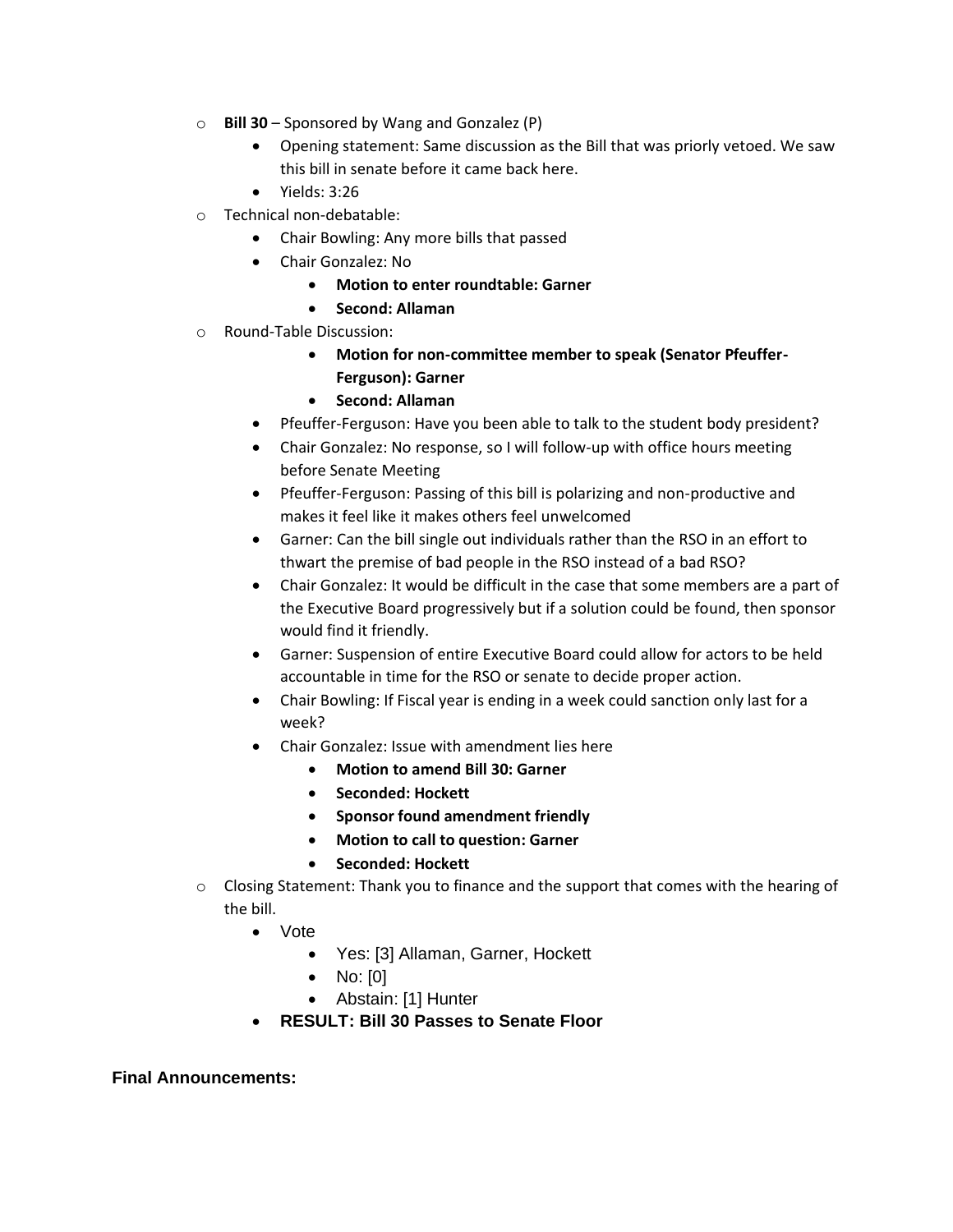- **Bill 30** – Sponsored by Wang and Gonzalez (P)
  - Opening statement: Same discussion as the Bill that was priorly vetoed. We saw this bill in senate before it came back here.
  - Yields: 3:26
- Technical non-debatable:
  - Chair Bowling: Any more bills that passed
  - Chair Gonzalez: No
    - **Motion to enter roundtable: Garner**
    - **Second: Allaman**
- Round-Table Discussion:
    - **Motion for non-committee member to speak (Senator Pfeuffer-Ferguson): Garner**
    - **Second: Allaman**
  - Pfeuffer-Ferguson: Have you been able to talk to the student body president?
  - Chair Gonzalez: No response, so I will follow-up with office hours meeting before Senate Meeting
  - Pfeuffer-Ferguson: Passing of this bill is polarizing and non-productive and makes it feel like it makes others feel unwelcomed
  - Garner: Can the bill single out individuals rather than the RSO in an effort to thwart the premise of bad people in the RSO instead of a bad RSO?
  - Chair Gonzalez: It would be difficult in the case that some members are a part of the Executive Board progressively but if a solution could be found, then sponsor would find it friendly.
  - Garner: Suspension of entire Executive Board could allow for actors to be held accountable in time for the RSO or senate to decide proper action.
  - Chair Bowling: If Fiscal year is ending in a week could sanction only last for a week?
  - Chair Gonzalez: Issue with amendment lies here
    - **Motion to amend Bill 30: Garner**
    - **Seconded: Hockett**
    - **Sponsor found amendment friendly**
    - **Motion to call to question: Garner**
    - **Seconded: Hockett**
- Closing Statement: Thank you to finance and the support that comes with the hearing of the bill.
  - Vote
    - Yes: [3] Allaman, Garner, Hockett
    - No: [0]
    - Abstain: [1] Hunter
  - **RESULT: Bill 30 Passes to Senate Floor**

**Final Announcements:**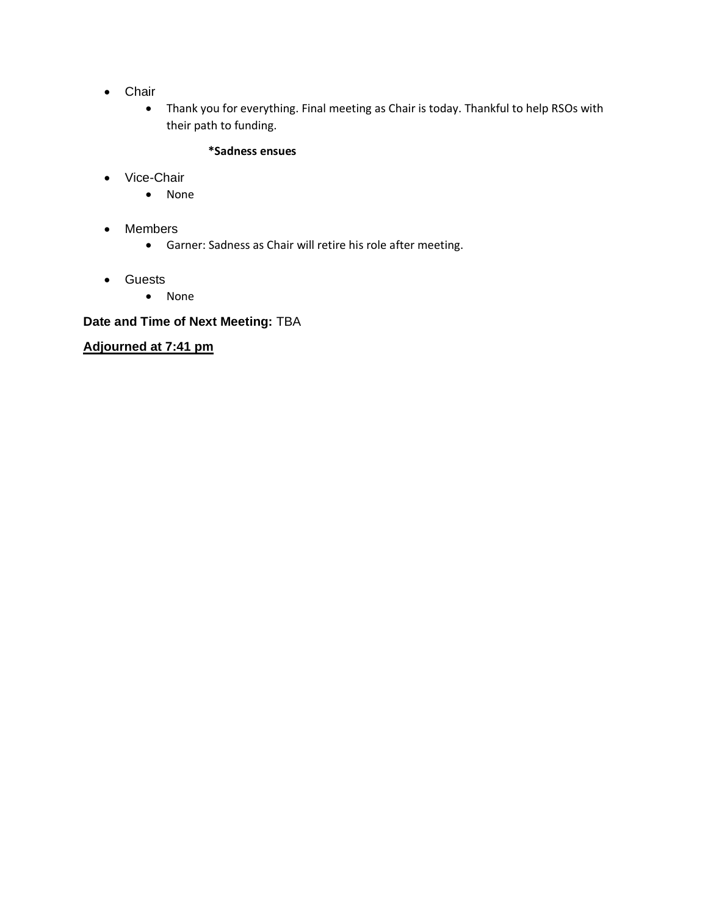- Chair
    - Thank you for everything. Final meeting as Chair is today. Thankful to help RSOs with their path to funding.

        **\*Sadness ensues**

- Vice-Chair
    - None

- Members
    - Garner: Sadness as Chair will retire his role after meeting.

- Guests
    - None

**Date and Time of Next Meeting:** TBA

**Adjourned at 7:41 pm**